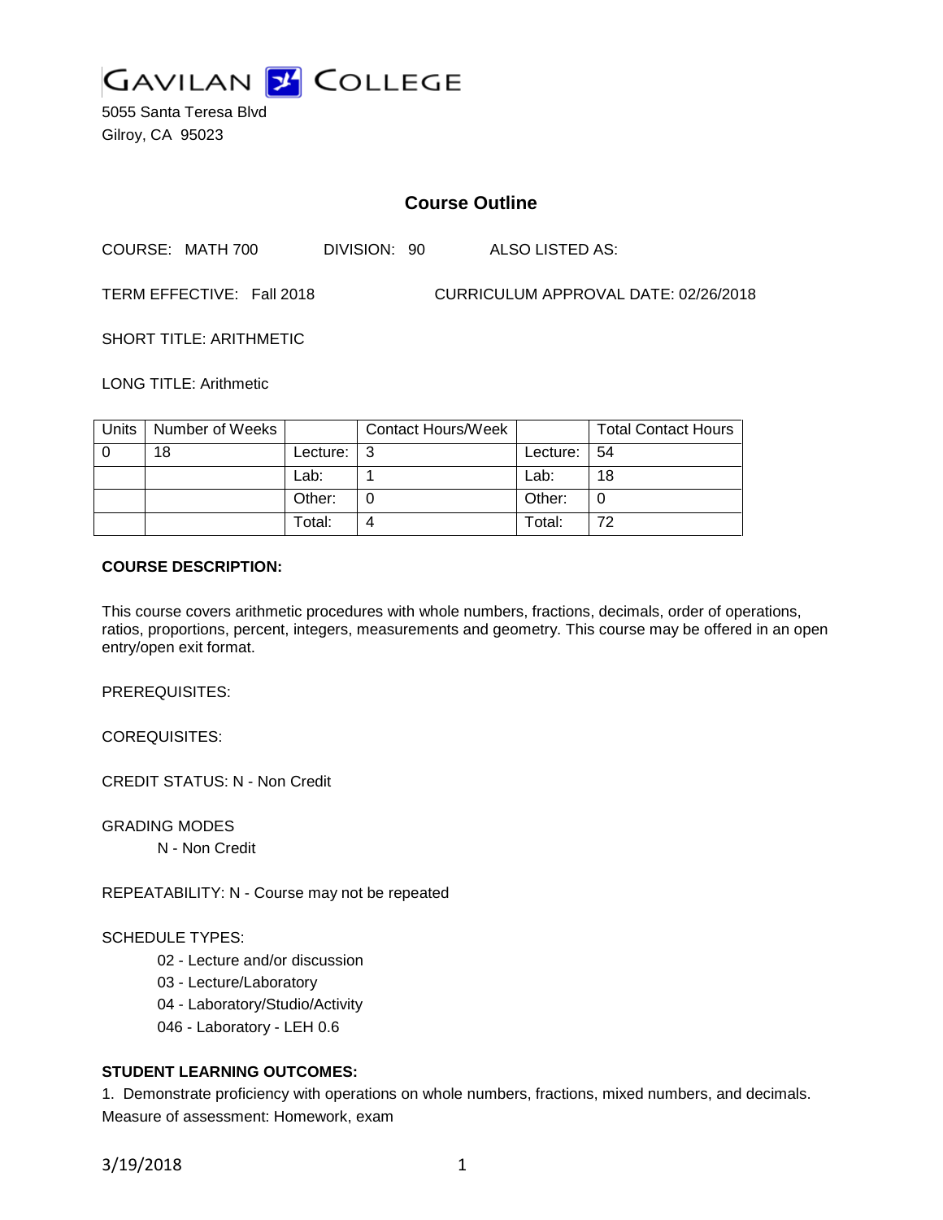# GAVILAN COLLEGE

5055 Santa Teresa Blvd
Gilroy, CA 95023

## Course Outline

COURSE: MATH 700 DIVISION: 90 ALSO LISTED AS:

TERM EFFECTIVE: Fall 2018 CURRICULUM APPROVAL DATE: 02/26/2018

SHORT TITLE: ARITHMETIC

LONG TITLE: Arithmetic

| Units | Number of Weeks | | Contact Hours/Week | | Total Contact Hours |
|---|---|---|---|---|---|
| 0 | 18 | Lecture: | 3 | Lecture: | 54 |
| | | Lab: | 1 | Lab: | 18 |
| | | Other: | 0 | Other: | 0 |
| | | Total: | 4 | Total: | 72 |

**COURSE DESCRIPTION:**

This course covers arithmetic procedures with whole numbers, fractions, decimals, order of operations, ratios, proportions, percent, integers, measurements and geometry. This course may be offered in an open entry/open exit format.

PREREQUISITES:

COREQUISITES:

CREDIT STATUS: N - Non Credit

GRADING MODES

N - Non Credit

REPEATABILITY: N - Course may not be repeated

SCHEDULE TYPES:

02 - Lecture and/or discussion
03 - Lecture/Laboratory
04 - Laboratory/Studio/Activity
046 - Laboratory - LEH 0.6

**STUDENT LEARNING OUTCOMES:**

1. Demonstrate proficiency with operations on whole numbers, fractions, mixed numbers, and decimals.
Measure of assessment: Homework, exam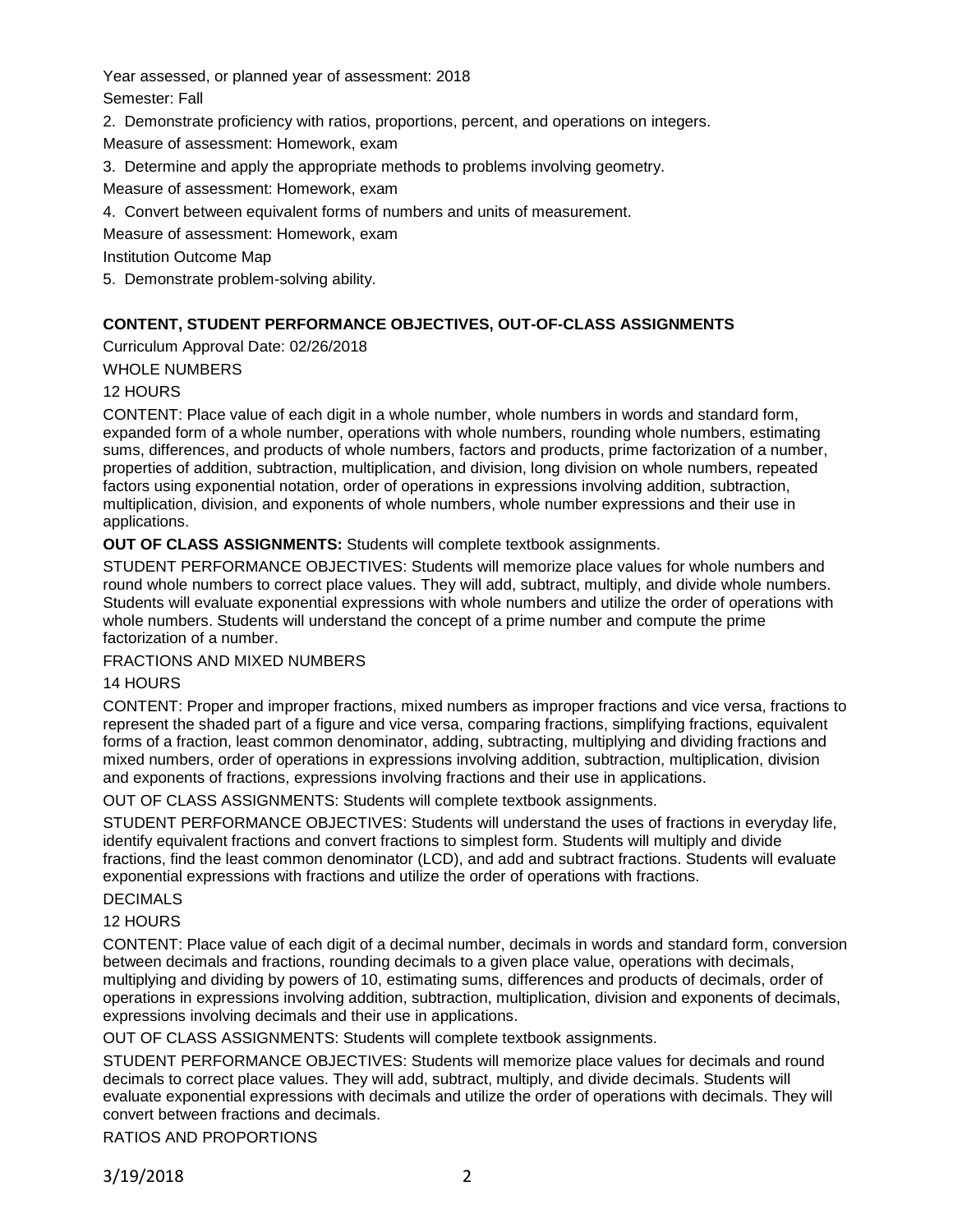Year assessed, or planned year of assessment: 2018

Semester: Fall

2. Demonstrate proficiency with ratios, proportions, percent, and operations on integers.

Measure of assessment: Homework, exam

3. Determine and apply the appropriate methods to problems involving geometry.

Measure of assessment: Homework, exam

4. Convert between equivalent forms of numbers and units of measurement.

Measure of assessment: Homework, exam

Institution Outcome Map

5. Demonstrate problem-solving ability.

## CONTENT, STUDENT PERFORMANCE OBJECTIVES, OUT-OF-CLASS ASSIGNMENTS

Curriculum Approval Date: 02/26/2018

WHOLE NUMBERS

12 HOURS

CONTENT: Place value of each digit in a whole number, whole numbers in words and standard form, expanded form of a whole number, operations with whole numbers, rounding whole numbers, estimating sums, differences, and products of whole numbers, factors and products, prime factorization of a number, properties of addition, subtraction, multiplication, and division, long division on whole numbers, repeated factors using exponential notation, order of operations in expressions involving addition, subtraction, multiplication, division, and exponents of whole numbers, whole number expressions and their use in applications.

**OUT OF CLASS ASSIGNMENTS:** Students will complete textbook assignments.

STUDENT PERFORMANCE OBJECTIVES: Students will memorize place values for whole numbers and round whole numbers to correct place values. They will add, subtract, multiply, and divide whole numbers. Students will evaluate exponential expressions with whole numbers and utilize the order of operations with whole numbers. Students will understand the concept of a prime number and compute the prime factorization of a number.

FRACTIONS AND MIXED NUMBERS

14 HOURS

CONTENT: Proper and improper fractions, mixed numbers as improper fractions and vice versa, fractions to represent the shaded part of a figure and vice versa, comparing fractions, simplifying fractions, equivalent forms of a fraction, least common denominator, adding, subtracting, multiplying and dividing fractions and mixed numbers, order of operations in expressions involving addition, subtraction, multiplication, division and exponents of fractions, expressions involving fractions and their use in applications.

OUT OF CLASS ASSIGNMENTS: Students will complete textbook assignments.

STUDENT PERFORMANCE OBJECTIVES: Students will understand the uses of fractions in everyday life, identify equivalent fractions and convert fractions to simplest form. Students will multiply and divide fractions, find the least common denominator (LCD), and add and subtract fractions. Students will evaluate exponential expressions with fractions and utilize the order of operations with fractions.

DECIMALS

12 HOURS

CONTENT: Place value of each digit of a decimal number, decimals in words and standard form, conversion between decimals and fractions, rounding decimals to a given place value, operations with decimals, multiplying and dividing by powers of 10, estimating sums, differences and products of decimals, order of operations in expressions involving addition, subtraction, multiplication, division and exponents of decimals, expressions involving decimals and their use in applications.

OUT OF CLASS ASSIGNMENTS: Students will complete textbook assignments.

STUDENT PERFORMANCE OBJECTIVES: Students will memorize place values for decimals and round decimals to correct place values. They will add, subtract, multiply, and divide decimals. Students will evaluate exponential expressions with decimals and utilize the order of operations with decimals. They will convert between fractions and decimals.

RATIOS AND PROPORTIONS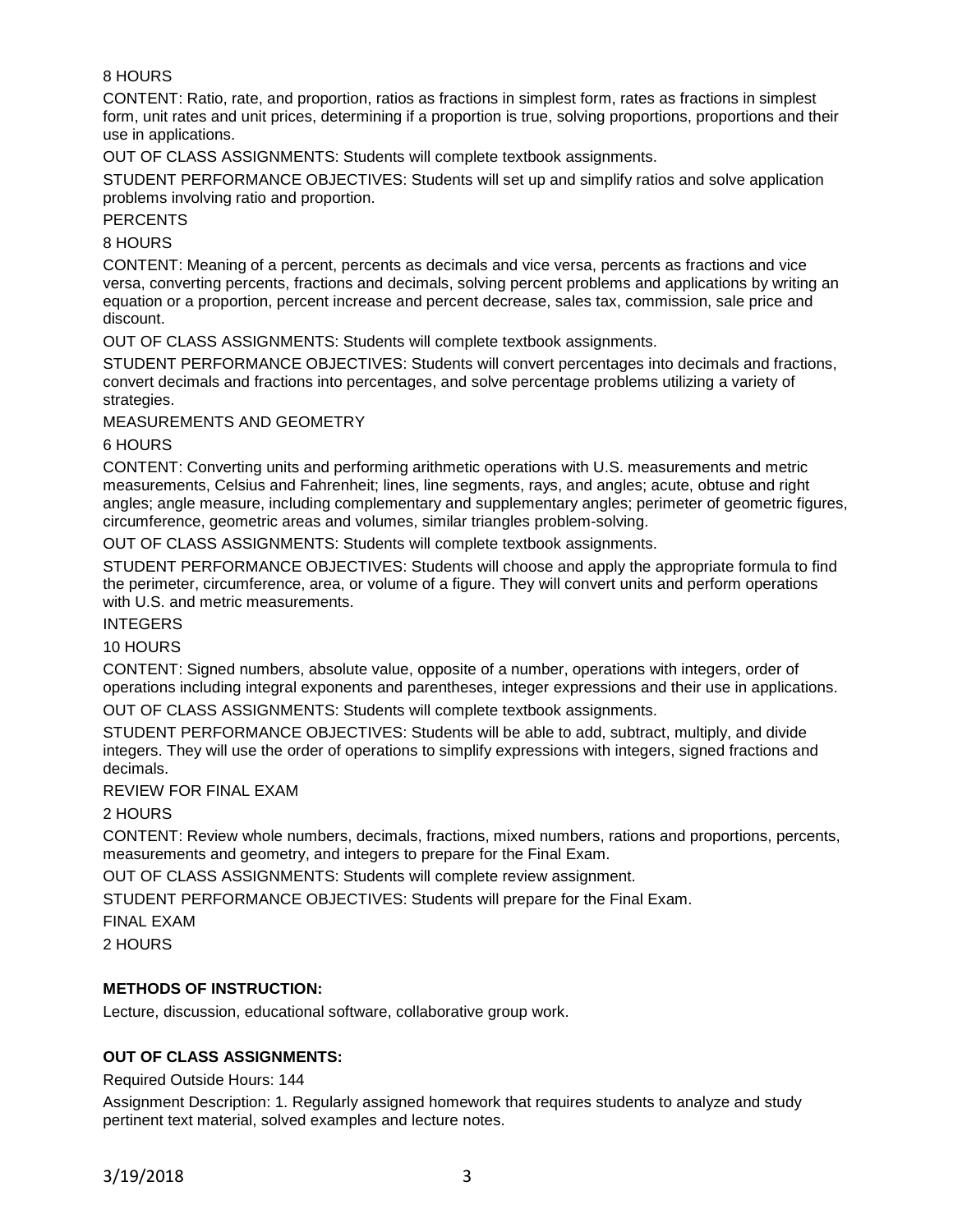8 HOURS

CONTENT: Ratio, rate, and proportion, ratios as fractions in simplest form, rates as fractions in simplest form, unit rates and unit prices, determining if a proportion is true, solving proportions, proportions and their use in applications.

OUT OF CLASS ASSIGNMENTS: Students will complete textbook assignments.

STUDENT PERFORMANCE OBJECTIVES: Students will set up and simplify ratios and solve application problems involving ratio and proportion.

PERCENTS

8 HOURS

CONTENT: Meaning of a percent, percents as decimals and vice versa, percents as fractions and vice versa, converting percents, fractions and decimals, solving percent problems and applications by writing an equation or a proportion, percent increase and percent decrease, sales tax, commission, sale price and discount.

OUT OF CLASS ASSIGNMENTS: Students will complete textbook assignments.

STUDENT PERFORMANCE OBJECTIVES: Students will convert percentages into decimals and fractions, convert decimals and fractions into percentages, and solve percentage problems utilizing a variety of strategies.

MEASUREMENTS AND GEOMETRY

6 HOURS

CONTENT: Converting units and performing arithmetic operations with U.S. measurements and metric measurements, Celsius and Fahrenheit; lines, line segments, rays, and angles; acute, obtuse and right angles; angle measure, including complementary and supplementary angles; perimeter of geometric figures, circumference, geometric areas and volumes, similar triangles problem-solving.

OUT OF CLASS ASSIGNMENTS: Students will complete textbook assignments.

STUDENT PERFORMANCE OBJECTIVES: Students will choose and apply the appropriate formula to find the perimeter, circumference, area, or volume of a figure. They will convert units and perform operations with U.S. and metric measurements.

INTEGERS

10 HOURS

CONTENT: Signed numbers, absolute value, opposite of a number, operations with integers, order of operations including integral exponents and parentheses, integer expressions and their use in applications.

OUT OF CLASS ASSIGNMENTS: Students will complete textbook assignments.

STUDENT PERFORMANCE OBJECTIVES: Students will be able to add, subtract, multiply, and divide integers. They will use the order of operations to simplify expressions with integers, signed fractions and decimals.

REVIEW FOR FINAL EXAM

2 HOURS

CONTENT: Review whole numbers, decimals, fractions, mixed numbers, rations and proportions, percents, measurements and geometry, and integers to prepare for the Final Exam.

OUT OF CLASS ASSIGNMENTS: Students will complete review assignment.

STUDENT PERFORMANCE OBJECTIVES: Students will prepare for the Final Exam.

FINAL EXAM

2 HOURS

## METHODS OF INSTRUCTION:

Lecture, discussion, educational software, collaborative group work.

## OUT OF CLASS ASSIGNMENTS:

Required Outside Hours: 144

Assignment Description: 1. Regularly assigned homework that requires students to analyze and study pertinent text material, solved examples and lecture notes.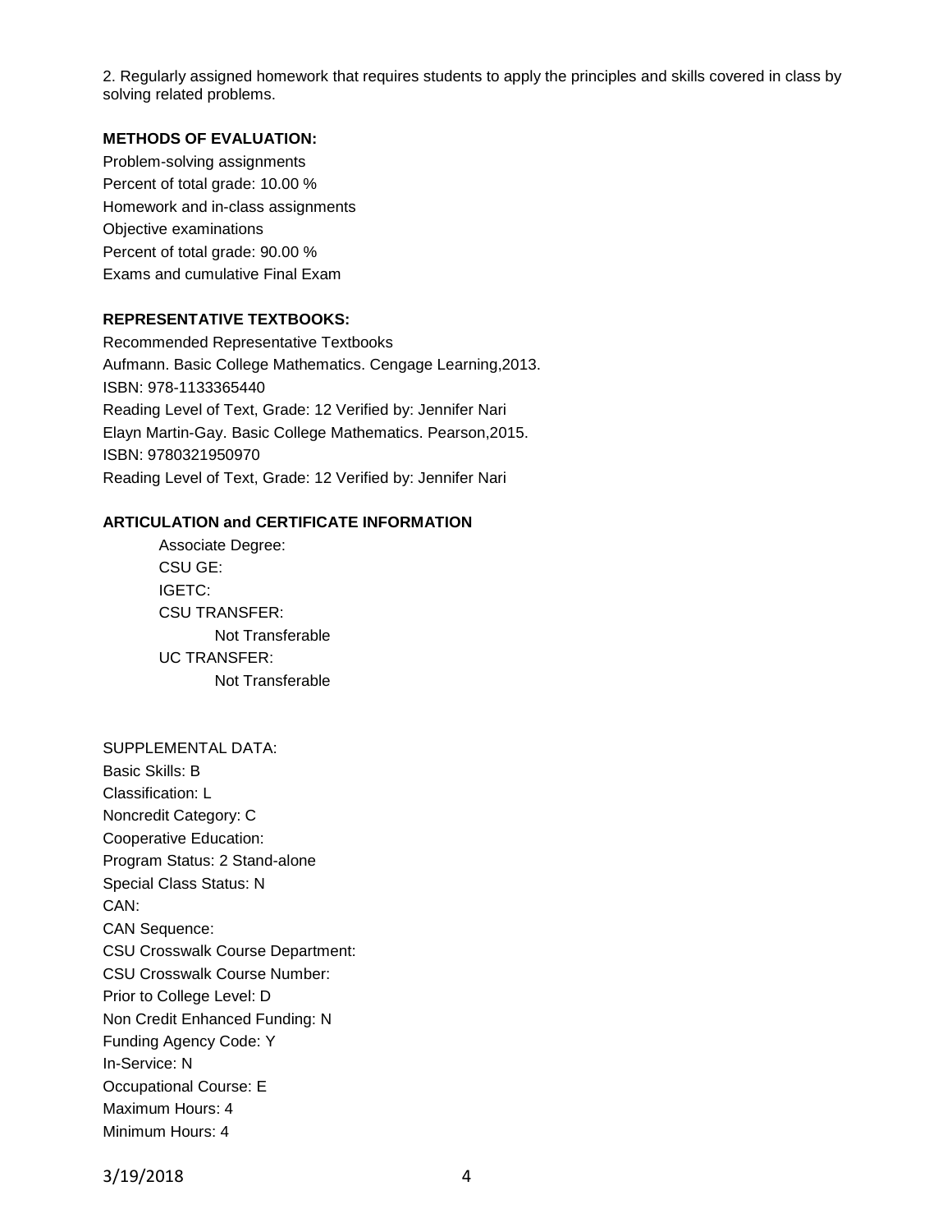2. Regularly assigned homework that requires students to apply the principles and skills covered in class by solving related problems.

**METHODS OF EVALUATION:**

Problem-solving assignments
Percent of total grade: 10.00 %
Homework and in-class assignments
Objective examinations
Percent of total grade: 90.00 %
Exams and cumulative Final Exam

**REPRESENTATIVE TEXTBOOKS:**

Recommended Representative Textbooks
Aufmann. Basic College Mathematics. Cengage Learning,2013.
ISBN: 978-1133365440
Reading Level of Text, Grade: 12 Verified by: Jennifer Nari
Elayn Martin-Gay. Basic College Mathematics. Pearson,2015.
ISBN: 9780321950970
Reading Level of Text, Grade: 12 Verified by: Jennifer Nari

**ARTICULATION and CERTIFICATE INFORMATION**

Associate Degree:
CSU GE:
IGETC:
CSU TRANSFER:
Not Transferable
UC TRANSFER:
Not Transferable

SUPPLEMENTAL DATA:
Basic Skills: B
Classification: L
Noncredit Category: C
Cooperative Education:
Program Status: 2 Stand-alone
Special Class Status: N
CAN:
CAN Sequence:
CSU Crosswalk Course Department:
CSU Crosswalk Course Number:
Prior to College Level: D
Non Credit Enhanced Funding: N
Funding Agency Code: Y
In-Service: N
Occupational Course: E
Maximum Hours: 4
Minimum Hours: 4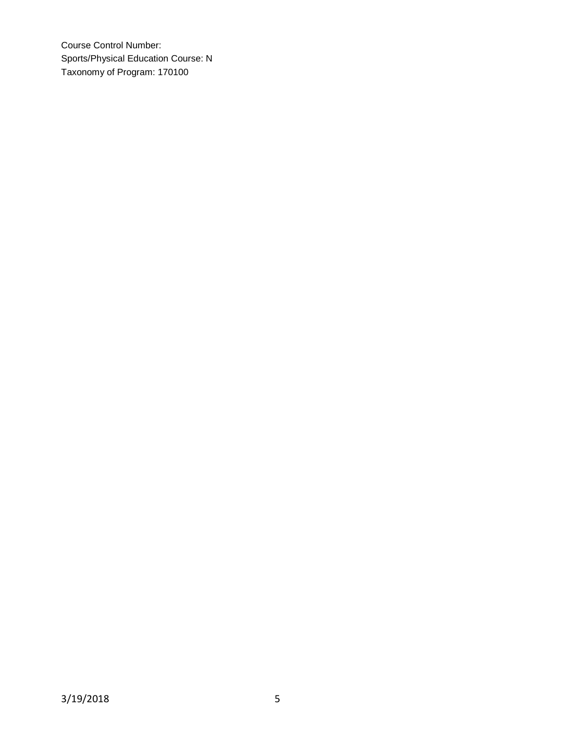Course Control Number:
Sports/Physical Education Course: N
Taxonomy of Program: 170100